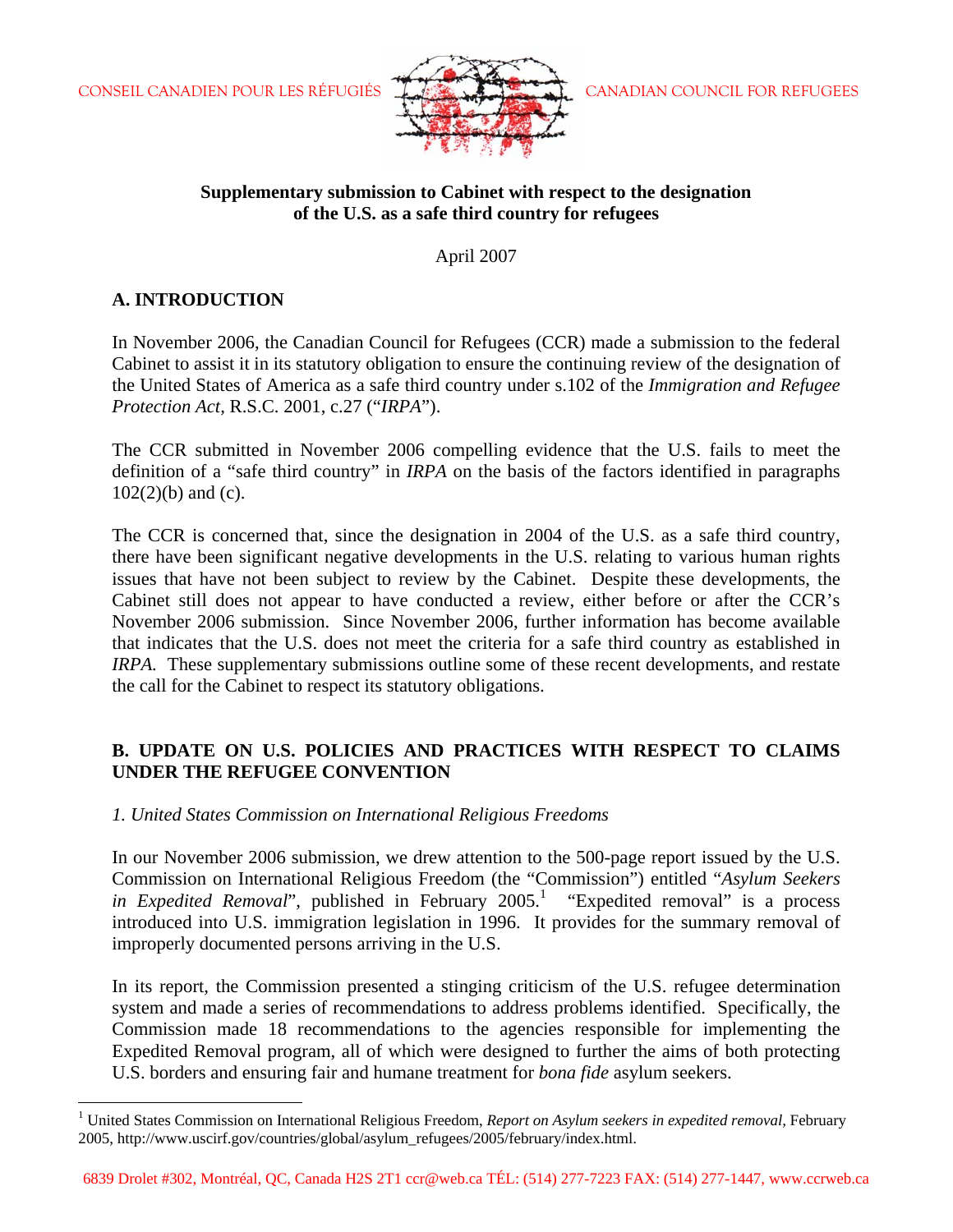CONSEIL CANADIEN POUR LES RÉFUGIÉS — CANADIAN COUNCIL FOR REFUGEES

**Supplementary submission to Cabinet with respect to the designation of the U.S. as a safe third country for refugees**

April 2007

## A. INTRODUCTION

In November 2006, the Canadian Council for Refugees (CCR) made a submission to the federal Cabinet to assist it in its statutory obligation to ensure the continuing review of the designation of the United States of America as a safe third country under s.102 of the *Immigration and Refugee Protection Act*, R.S.C. 2001, c.27 ("*IRPA*").

The CCR submitted in November 2006 compelling evidence that the U.S. fails to meet the definition of a "safe third country" in *IRPA* on the basis of the factors identified in paragraphs 102(2)(b) and (c).

The CCR is concerned that, since the designation in 2004 of the U.S. as a safe third country, there have been significant negative developments in the U.S. relating to various human rights issues that have not been subject to review by the Cabinet. Despite these developments, the Cabinet still does not appear to have conducted a review, either before or after the CCR's November 2006 submission. Since November 2006, further information has become available that indicates that the U.S. does not meet the criteria for a safe third country as established in *IRPA.* These supplementary submissions outline some of these recent developments, and restate the call for the Cabinet to respect its statutory obligations.

## B. UPDATE ON U.S. POLICIES AND PRACTICES WITH RESPECT TO CLAIMS UNDER THE REFUGEE CONVENTION

### *1. United States Commission on International Religious Freedoms*

In our November 2006 submission, we drew attention to the 500-page report issued by the U.S. Commission on International Religious Freedom (the "Commission") entitled "*Asylum Seekers in Expedited Removal*", published in February 2005.[1] "Expedited removal" is a process introduced into U.S. immigration legislation in 1996. It provides for the summary removal of improperly documented persons arriving in the U.S.

In its report, the Commission presented a stinging criticism of the U.S. refugee determination system and made a series of recommendations to address problems identified. Specifically, the Commission made 18 recommendations to the agencies responsible for implementing the Expedited Removal program, all of which were designed to further the aims of both protecting U.S. borders and ensuring fair and humane treatment for *bona fide* asylum seekers.

[1] United States Commission on International Religious Freedom, *Report on Asylum seekers in expedited removal,* February 2005, http://www.uscirf.gov/countries/global/asylum_refugees/2005/february/index.html.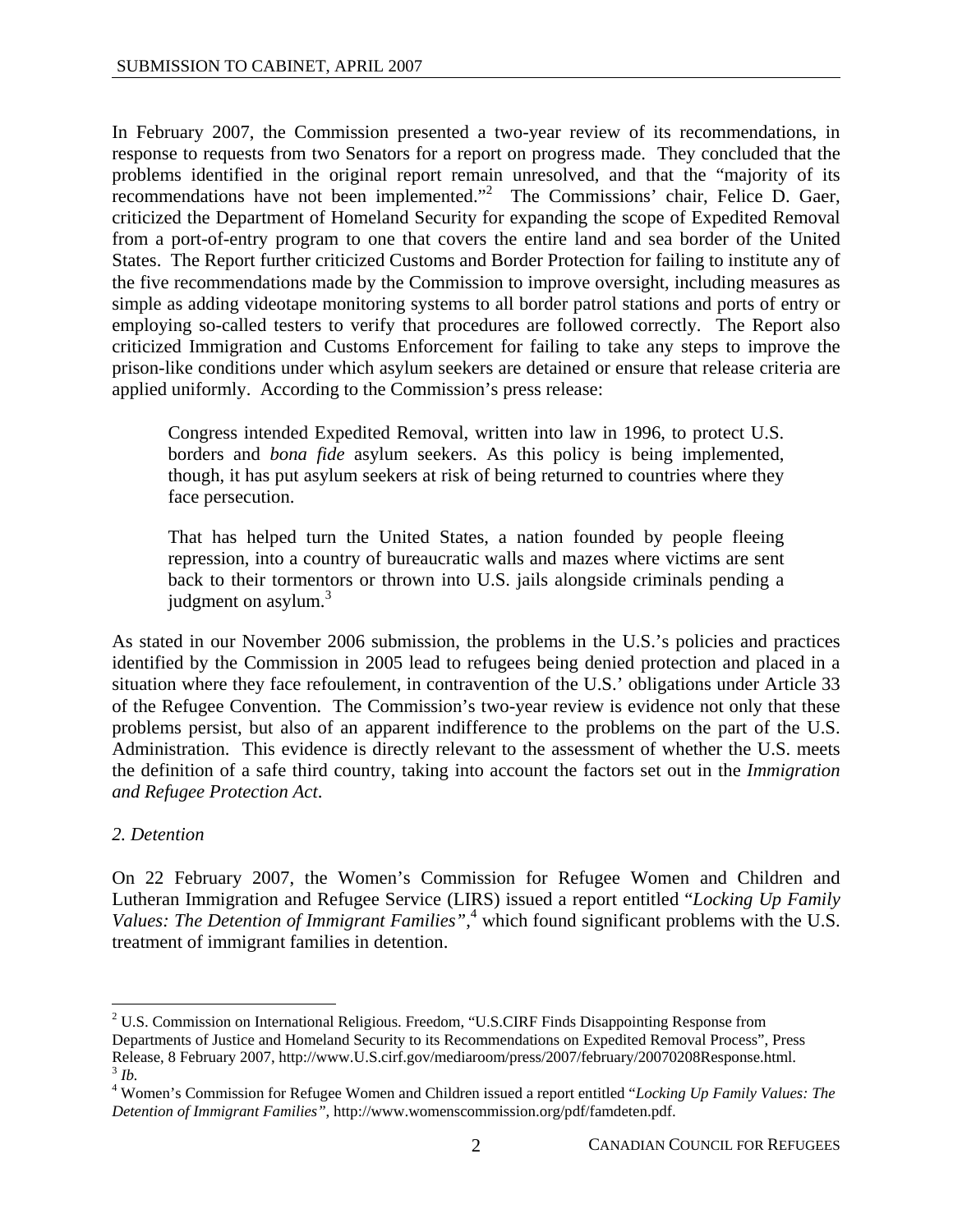In February 2007, the Commission presented a two-year review of its recommendations, in response to requests from two Senators for a report on progress made. They concluded that the problems identified in the original report remain unresolved, and that the "majority of its recommendations have not been implemented."[2] The Commissions' chair, Felice D. Gaer, criticized the Department of Homeland Security for expanding the scope of Expedited Removal from a port-of-entry program to one that covers the entire land and sea border of the United States. The Report further criticized Customs and Border Protection for failing to institute any of the five recommendations made by the Commission to improve oversight, including measures as simple as adding videotape monitoring systems to all border patrol stations and ports of entry or employing so-called testers to verify that procedures are followed correctly. The Report also criticized Immigration and Customs Enforcement for failing to take any steps to improve the prison-like conditions under which asylum seekers are detained or ensure that release criteria are applied uniformly. According to the Commission's press release:

> Congress intended Expedited Removal, written into law in 1996, to protect U.S. borders and *bona fide* asylum seekers. As this policy is being implemented, though, it has put asylum seekers at risk of being returned to countries where they face persecution.
>
> That has helped turn the United States, a nation founded by people fleeing repression, into a country of bureaucratic walls and mazes where victims are sent back to their tormentors or thrown into U.S. jails alongside criminals pending a judgment on asylum.[3]

As stated in our November 2006 submission, the problems in the U.S.'s policies and practices identified by the Commission in 2005 lead to refugees being denied protection and placed in a situation where they face refoulement, in contravention of the U.S.' obligations under Article 33 of the Refugee Convention. The Commission's two-year review is evidence not only that these problems persist, but also of an apparent indifference to the problems on the part of the U.S. Administration. This evidence is directly relevant to the assessment of whether the U.S. meets the definition of a safe third country, taking into account the factors set out in the *Immigration and Refugee Protection Act*.

*2. Detention*

On 22 February 2007, the Women's Commission for Refugee Women and Children and Lutheran Immigration and Refugee Service (LIRS) issued a report entitled "*Locking Up Family Values: The Detention of Immigrant Families"*,[4] which found significant problems with the U.S. treatment of immigrant families in detention.

---

[2] U.S. Commission on International Religious. Freedom, "U.S.CIRF Finds Disappointing Response from Departments of Justice and Homeland Security to its Recommendations on Expedited Removal Process", Press Release, 8 February 2007, http://www.U.S.cirf.gov/mediaroom/press/2007/february/20070208Response.html.

[3] *Ib.*

[4] Women's Commission for Refugee Women and Children issued a report entitled "*Locking Up Family Values: The Detention of Immigrant Families"*, http://www.womenscommission.org/pdf/famdeten.pdf.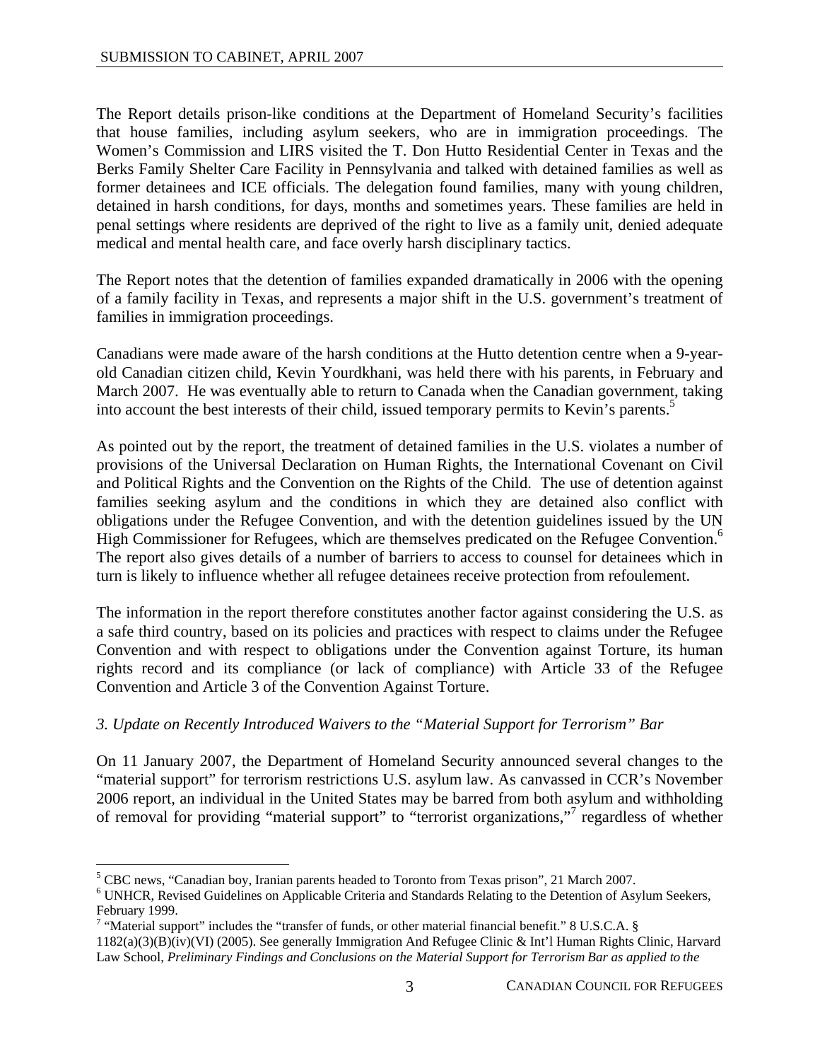The Report details prison-like conditions at the Department of Homeland Security's facilities that house families, including asylum seekers, who are in immigration proceedings. The Women's Commission and LIRS visited the T. Don Hutto Residential Center in Texas and the Berks Family Shelter Care Facility in Pennsylvania and talked with detained families as well as former detainees and ICE officials. The delegation found families, many with young children, detained in harsh conditions, for days, months and sometimes years. These families are held in penal settings where residents are deprived of the right to live as a family unit, denied adequate medical and mental health care, and face overly harsh disciplinary tactics.

The Report notes that the detention of families expanded dramatically in 2006 with the opening of a family facility in Texas, and represents a major shift in the U.S. government's treatment of families in immigration proceedings.

Canadians were made aware of the harsh conditions at the Hutto detention centre when a 9-year-old Canadian citizen child, Kevin Yourdkhani, was held there with his parents, in February and March 2007. He was eventually able to return to Canada when the Canadian government, taking into account the best interests of their child, issued temporary permits to Kevin's parents.[5]

As pointed out by the report, the treatment of detained families in the U.S. violates a number of provisions of the Universal Declaration on Human Rights, the International Covenant on Civil and Political Rights and the Convention on the Rights of the Child. The use of detention against families seeking asylum and the conditions in which they are detained also conflict with obligations under the Refugee Convention, and with the detention guidelines issued by the UN High Commissioner for Refugees, which are themselves predicated on the Refugee Convention.[6] The report also gives details of a number of barriers to access to counsel for detainees which in turn is likely to influence whether all refugee detainees receive protection from refoulement.

The information in the report therefore constitutes another factor against considering the U.S. as a safe third country, based on its policies and practices with respect to claims under the Refugee Convention and with respect to obligations under the Convention against Torture, its human rights record and its compliance (or lack of compliance) with Article 33 of the Refugee Convention and Article 3 of the Convention Against Torture.

*3. Update on Recently Introduced Waivers to the "Material Support for Terrorism" Bar*

On 11 January 2007, the Department of Homeland Security announced several changes to the "material support" for terrorism restrictions U.S. asylum law. As canvassed in CCR's November 2006 report, an individual in the United States may be barred from both asylum and withholding of removal for providing "material support" to "terrorist organizations,"[7] regardless of whether

---

[5] CBC news, "Canadian boy, Iranian parents headed to Toronto from Texas prison", 21 March 2007.

[6] UNHCR, Revised Guidelines on Applicable Criteria and Standards Relating to the Detention of Asylum Seekers, February 1999.

[7] "Material support" includes the "transfer of funds, or other material financial benefit." 8 U.S.C.A. § 1182(a)(3)(B)(iv)(VI) (2005). See generally Immigration And Refugee Clinic & Int'l Human Rights Clinic, Harvard Law School, *Preliminary Findings and Conclusions on the Material Support for Terrorism Bar as applied to the*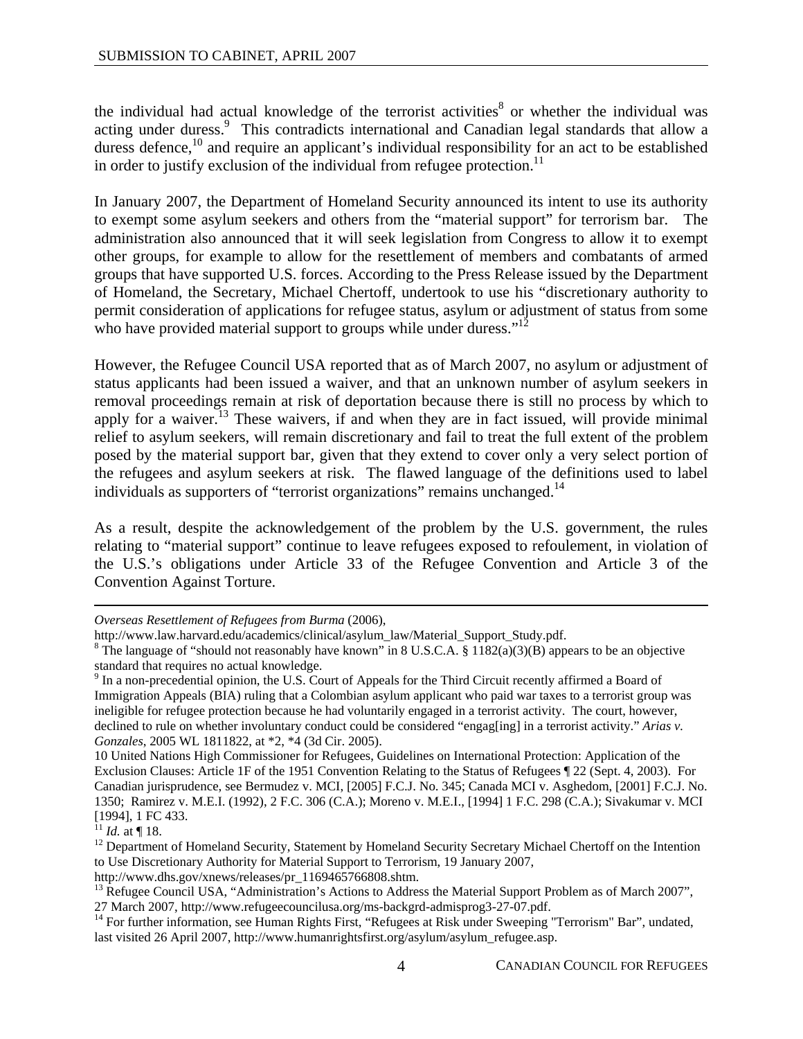the individual had actual knowledge of the terrorist activities[8] or whether the individual was acting under duress.[9] This contradicts international and Canadian legal standards that allow a duress defence,[10] and require an applicant's individual responsibility for an act to be established in order to justify exclusion of the individual from refugee protection.[11]

In January 2007, the Department of Homeland Security announced its intent to use its authority to exempt some asylum seekers and others from the "material support" for terrorism bar. The administration also announced that it will seek legislation from Congress to allow it to exempt other groups, for example to allow for the resettlement of members and combatants of armed groups that have supported U.S. forces. According to the Press Release issued by the Department of Homeland, the Secretary, Michael Chertoff, undertook to use his "discretionary authority to permit consideration of applications for refugee status, asylum or adjustment of status from some who have provided material support to groups while under duress."[12]

However, the Refugee Council USA reported that as of March 2007, no asylum or adjustment of status applicants had been issued a waiver, and that an unknown number of asylum seekers in removal proceedings remain at risk of deportation because there is still no process by which to apply for a waiver.[13] These waivers, if and when they are in fact issued, will provide minimal relief to asylum seekers, will remain discretionary and fail to treat the full extent of the problem posed by the material support bar, given that they extend to cover only a very select portion of the refugees and asylum seekers at risk. The flawed language of the definitions used to label individuals as supporters of "terrorist organizations" remains unchanged.[14]

As a result, despite the acknowledgement of the problem by the U.S. government, the rules relating to "material support" continue to leave refugees exposed to refoulement, in violation of the U.S.'s obligations under Article 33 of the Refugee Convention and Article 3 of the Convention Against Torture.

---

*Overseas Resettlement of Refugees from Burma* (2006), http://www.law.harvard.edu/academics/clinical/asylum_law/Material_Support_Study.pdf.

[8] The language of "should not reasonably have known" in 8 U.S.C.A. § 1182(a)(3)(B) appears to be an objective standard that requires no actual knowledge.

[9] In a non-precedential opinion, the U.S. Court of Appeals for the Third Circuit recently affirmed a Board of Immigration Appeals (BIA) ruling that a Colombian asylum applicant who paid war taxes to a terrorist group was ineligible for refugee protection because he had voluntarily engaged in a terrorist activity. The court, however, declined to rule on whether involuntary conduct could be considered "engag[ing] in a terrorist activity." *Arias v. Gonzales*, 2005 WL 1811822, at *2, *4 (3d Cir. 2005).

[10] United Nations High Commissioner for Refugees, Guidelines on International Protection: Application of the Exclusion Clauses: Article 1F of the 1951 Convention Relating to the Status of Refugees ¶ 22 (Sept. 4, 2003). For Canadian jurisprudence, see Bermudez v. MCI, [2005] F.C.J. No. 345; Canada MCI v. Asghedom, [2001] F.C.J. No. 1350; Ramirez v. M.E.I. (1992), 2 F.C. 306 (C.A.); Moreno v. M.E.I., [1994] 1 F.C. 298 (C.A.); Sivakumar v. MCI [1994], 1 FC 433.

[11] *Id.* at ¶ 18.

[12] Department of Homeland Security, Statement by Homeland Security Secretary Michael Chertoff on the Intention to Use Discretionary Authority for Material Support to Terrorism, 19 January 2007, http://www.dhs.gov/xnews/releases/pr_1169465766808.shtm.

[13] Refugee Council USA, "Administration's Actions to Address the Material Support Problem as of March 2007", 27 March 2007, http://www.refugeecouncilusa.org/ms-backgrd-admisprog3-27-07.pdf.

[14] For further information, see Human Rights First, "Refugees at Risk under Sweeping "Terrorism" Bar", undated, last visited 26 April 2007, http://www.humanrightsfirst.org/asylum/asylum_refugee.asp.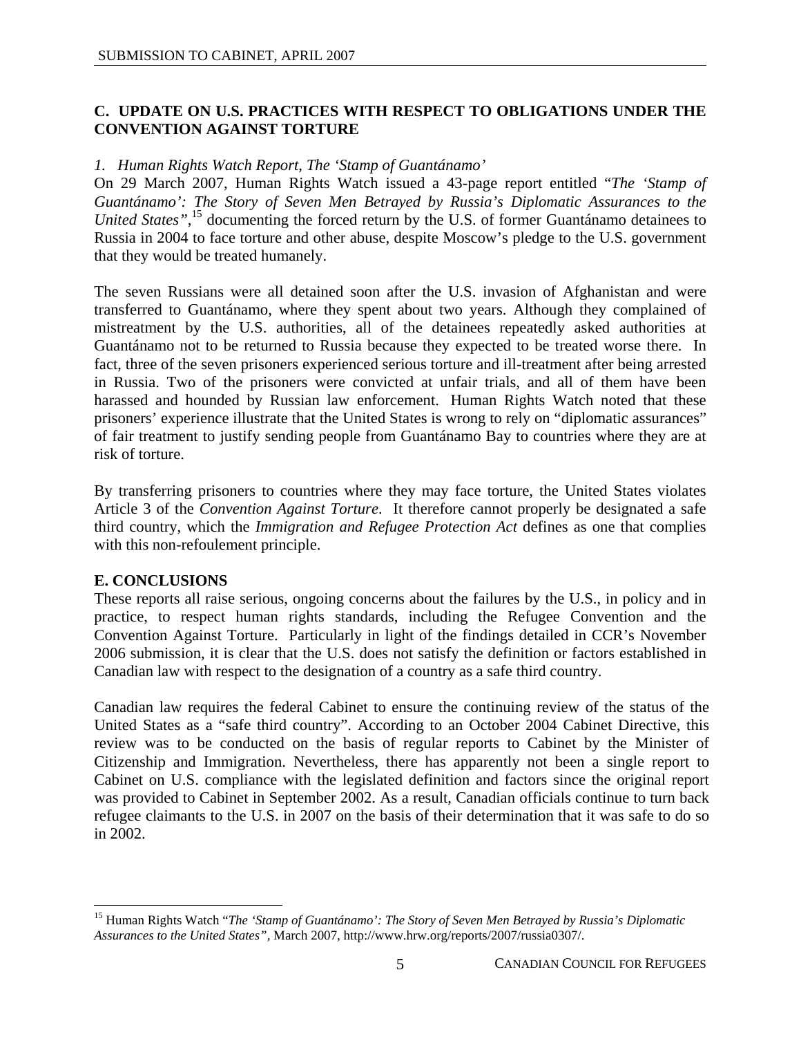## C. UPDATE ON U.S. PRACTICES WITH RESPECT TO OBLIGATIONS UNDER THE CONVENTION AGAINST TORTURE

### *1. Human Rights Watch Report, The 'Stamp of Guantánamo'*

On 29 March 2007, Human Rights Watch issued a 43-page report entitled "*The 'Stamp of Guantánamo': The Story of Seven Men Betrayed by Russia's Diplomatic Assurances to the United States"*,[15] documenting the forced return by the U.S. of former Guantánamo detainees to Russia in 2004 to face torture and other abuse, despite Moscow's pledge to the U.S. government that they would be treated humanely.

The seven Russians were all detained soon after the U.S. invasion of Afghanistan and were transferred to Guantánamo, where they spent about two years. Although they complained of mistreatment by the U.S. authorities, all of the detainees repeatedly asked authorities at Guantánamo not to be returned to Russia because they expected to be treated worse there. In fact, three of the seven prisoners experienced serious torture and ill-treatment after being arrested in Russia. Two of the prisoners were convicted at unfair trials, and all of them have been harassed and hounded by Russian law enforcement. Human Rights Watch noted that these prisoners' experience illustrate that the United States is wrong to rely on "diplomatic assurances" of fair treatment to justify sending people from Guantánamo Bay to countries where they are at risk of torture.

By transferring prisoners to countries where they may face torture, the United States violates Article 3 of the *Convention Against Torture*. It therefore cannot properly be designated a safe third country, which the *Immigration and Refugee Protection Act* defines as one that complies with this non-refoulement principle.

## E. CONCLUSIONS

These reports all raise serious, ongoing concerns about the failures by the U.S., in policy and in practice, to respect human rights standards, including the Refugee Convention and the Convention Against Torture. Particularly in light of the findings detailed in CCR's November 2006 submission, it is clear that the U.S. does not satisfy the definition or factors established in Canadian law with respect to the designation of a country as a safe third country.

Canadian law requires the federal Cabinet to ensure the continuing review of the status of the United States as a "safe third country". According to an October 2004 Cabinet Directive, this review was to be conducted on the basis of regular reports to Cabinet by the Minister of Citizenship and Immigration. Nevertheless, there has apparently not been a single report to Cabinet on U.S. compliance with the legislated definition and factors since the original report was provided to Cabinet in September 2002. As a result, Canadian officials continue to turn back refugee claimants to the U.S. in 2007 on the basis of their determination that it was safe to do so in 2002.

---

[15] Human Rights Watch "*The 'Stamp of Guantánamo': The Story of Seven Men Betrayed by Russia's Diplomatic Assurances to the United States"*, March 2007, http://www.hrw.org/reports/2007/russia0307/.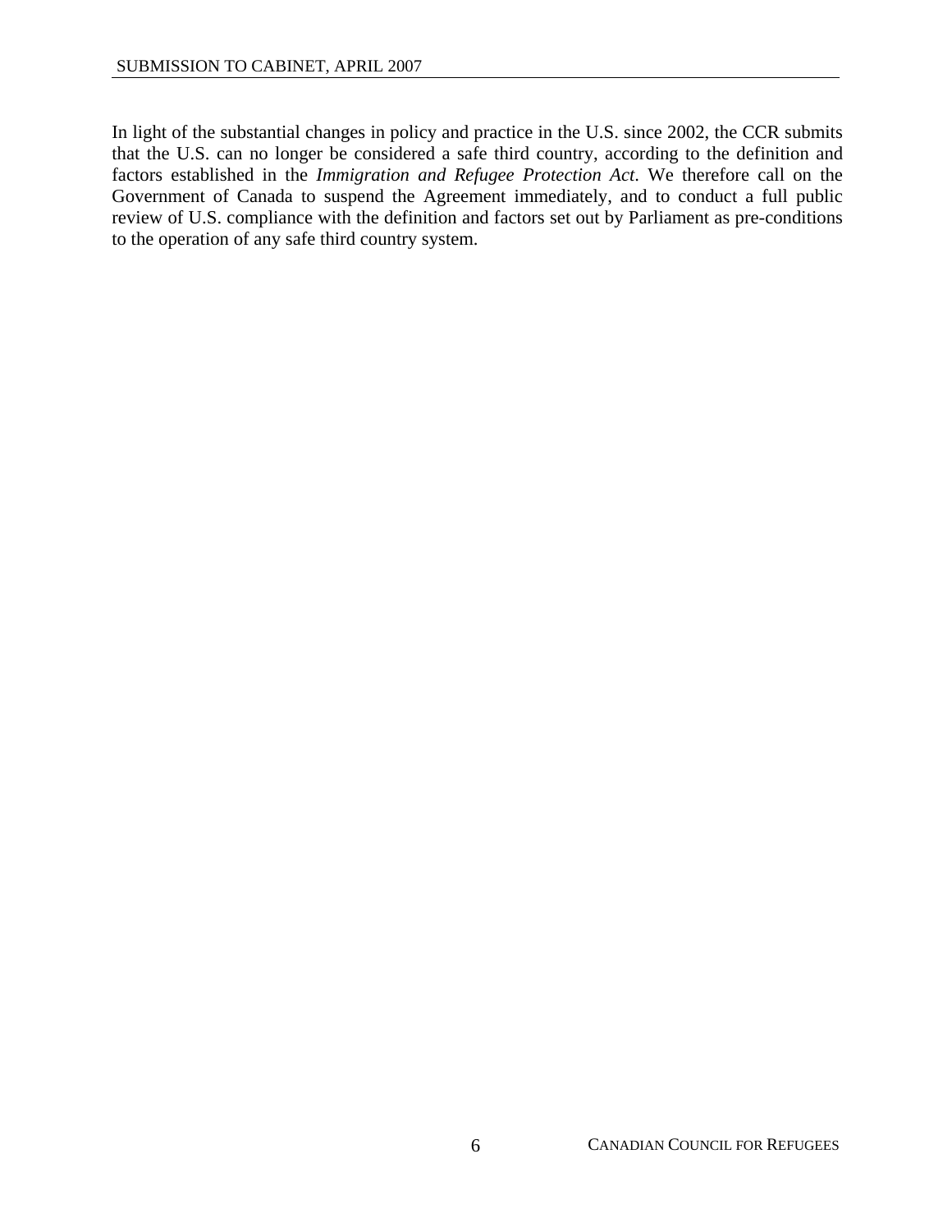In light of the substantial changes in policy and practice in the U.S. since 2002, the CCR submits that the U.S. can no longer be considered a safe third country, according to the definition and factors established in the *Immigration and Refugee Protection Act*. We therefore call on the Government of Canada to suspend the Agreement immediately, and to conduct a full public review of U.S. compliance with the definition and factors set out by Parliament as pre-conditions to the operation of any safe third country system.